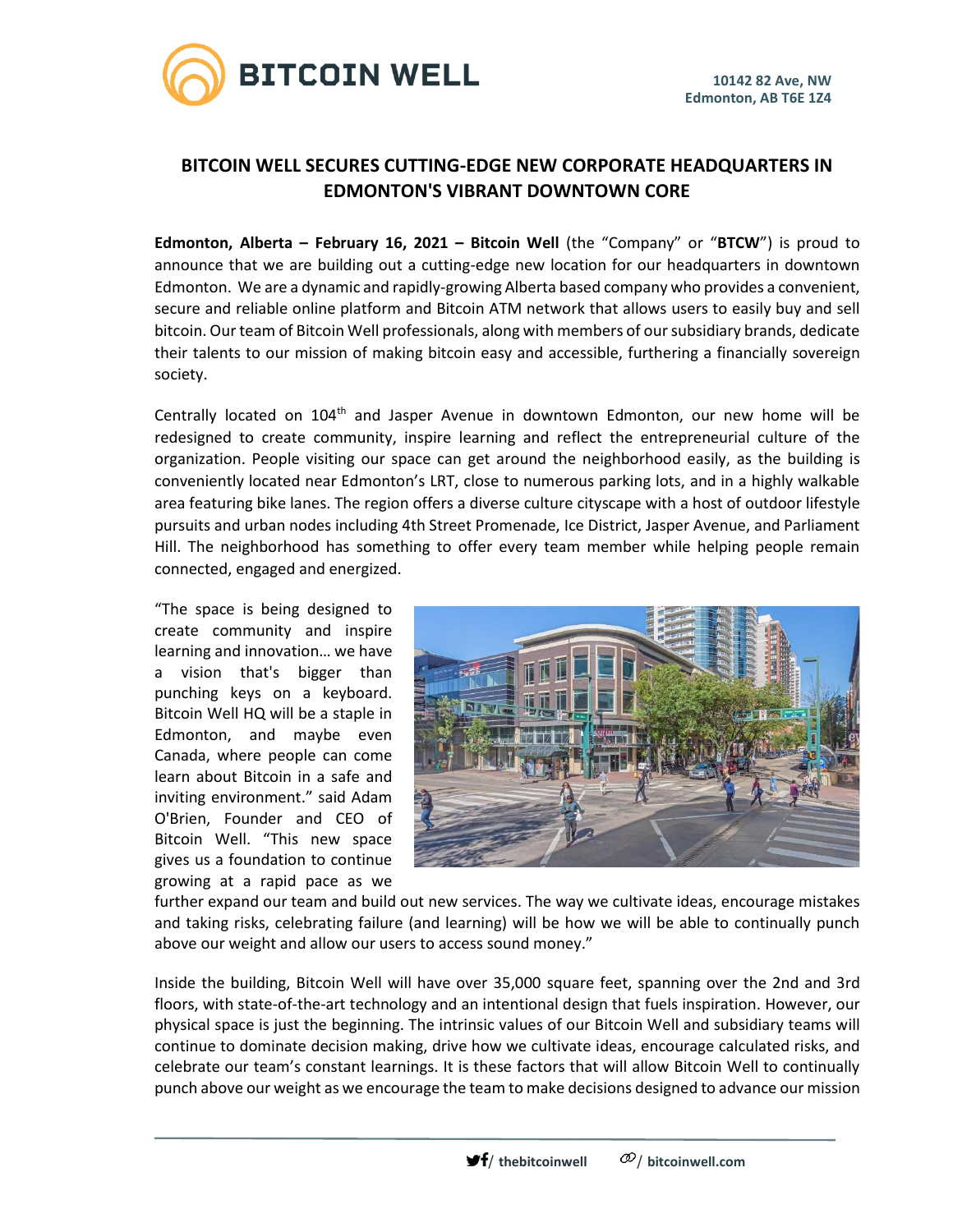BITCOIN WELL

10142 82 Ave, NW
Edmonton, AB T6E 1Z4

# BITCOIN WELL SECURES CUTTING-EDGE NEW CORPORATE HEADQUARTERS IN EDMONTON'S VIBRANT DOWNTOWN CORE

**Edmonton, Alberta – February 16, 2021 – Bitcoin Well** (the "Company" or "**BTCW**") is proud to announce that we are building out a cutting-edge new location for our headquarters in downtown Edmonton. We are a dynamic and rapidly-growing Alberta based company who provides a convenient, secure and reliable online platform and Bitcoin ATM network that allows users to easily buy and sell bitcoin. Our team of Bitcoin Well professionals, along with members of our subsidiary brands, dedicate their talents to our mission of making bitcoin easy and accessible, furthering a financially sovereign society.

Centrally located on 104th and Jasper Avenue in downtown Edmonton, our new home will be redesigned to create community, inspire learning and reflect the entrepreneurial culture of the organization. People visiting our space can get around the neighborhood easily, as the building is conveniently located near Edmonton's LRT, close to numerous parking lots, and in a highly walkable area featuring bike lanes. The region offers a diverse culture cityscape with a host of outdoor lifestyle pursuits and urban nodes including 4th Street Promenade, Ice District, Jasper Avenue, and Parliament Hill. The neighborhood has something to offer every team member while helping people remain connected, engaged and energized.

"The space is being designed to create community and inspire learning and innovation… we have a vision that's bigger than punching keys on a keyboard. Bitcoin Well HQ will be a staple in Edmonton, and maybe even Canada, where people can come learn about Bitcoin in a safe and inviting environment." said Adam O'Brien, Founder and CEO of Bitcoin Well. "This new space gives us a foundation to continue growing at a rapid pace as we further expand our team and build out new services. The way we cultivate ideas, encourage mistakes and taking risks, celebrating failure (and learning) will be how we will be able to continually punch above our weight and allow our users to access sound money."

Inside the building, Bitcoin Well will have over 35,000 square feet, spanning over the 2nd and 3rd floors, with state-of-the-art technology and an intentional design that fuels inspiration. However, our physical space is just the beginning. The intrinsic values of our Bitcoin Well and subsidiary teams will continue to dominate decision making, drive how we cultivate ideas, encourage calculated risks, and celebrate our team's constant learnings. It is these factors that will allow Bitcoin Well to continually punch above our weight as we encourage the team to make decisions designed to advance our mission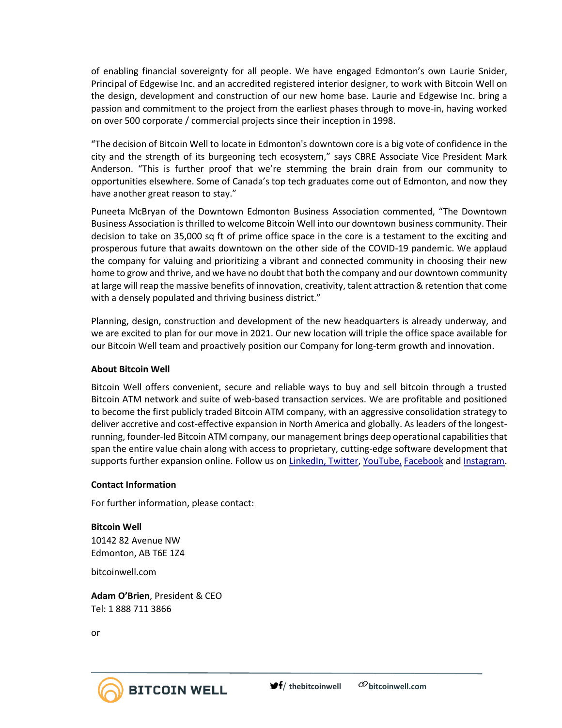of enabling financial sovereignty for all people. We have engaged Edmonton's own Laurie Snider, Principal of Edgewise Inc. and an accredited registered interior designer, to work with Bitcoin Well on the design, development and construction of our new home base. Laurie and Edgewise Inc. bring a passion and commitment to the project from the earliest phases through to move-in, having worked on over 500 corporate / commercial projects since their inception in 1998.

"The decision of Bitcoin Well to locate in Edmonton's downtown core is a big vote of confidence in the city and the strength of its burgeoning tech ecosystem," says CBRE Associate Vice President Mark Anderson. "This is further proof that we're stemming the brain drain from our community to opportunities elsewhere. Some of Canada's top tech graduates come out of Edmonton, and now they have another great reason to stay."

Puneeta McBryan of the Downtown Edmonton Business Association commented, "The Downtown Business Association is thrilled to welcome Bitcoin Well into our downtown business community. Their decision to take on 35,000 sq ft of prime office space in the core is a testament to the exciting and prosperous future that awaits downtown on the other side of the COVID-19 pandemic. We applaud the company for valuing and prioritizing a vibrant and connected community in choosing their new home to grow and thrive, and we have no doubt that both the company and our downtown community at large will reap the massive benefits of innovation, creativity, talent attraction & retention that come with a densely populated and thriving business district."

Planning, design, construction and development of the new headquarters is already underway, and we are excited to plan for our move in 2021. Our new location will triple the office space available for our Bitcoin Well team and proactively position our Company for long-term growth and innovation.

**About Bitcoin Well**

Bitcoin Well offers convenient, secure and reliable ways to buy and sell bitcoin through a trusted Bitcoin ATM network and suite of web-based transaction services. We are profitable and positioned to become the first publicly traded Bitcoin ATM company, with an aggressive consolidation strategy to deliver accretive and cost-effective expansion in North America and globally. As leaders of the longest-running, founder-led Bitcoin ATM company, our management brings deep operational capabilities that span the entire value chain along with access to proprietary, cutting-edge software development that supports further expansion online. Follow us on LinkedIn, Twitter, YouTube, Facebook and Instagram.

**Contact Information**

For further information, please contact:

**Bitcoin Well**
10142 82 Avenue NW
Edmonton, AB T6E 1Z4

bitcoinwell.com

**Adam O'Brien**, President & CEO
Tel: 1 888 711 3866

or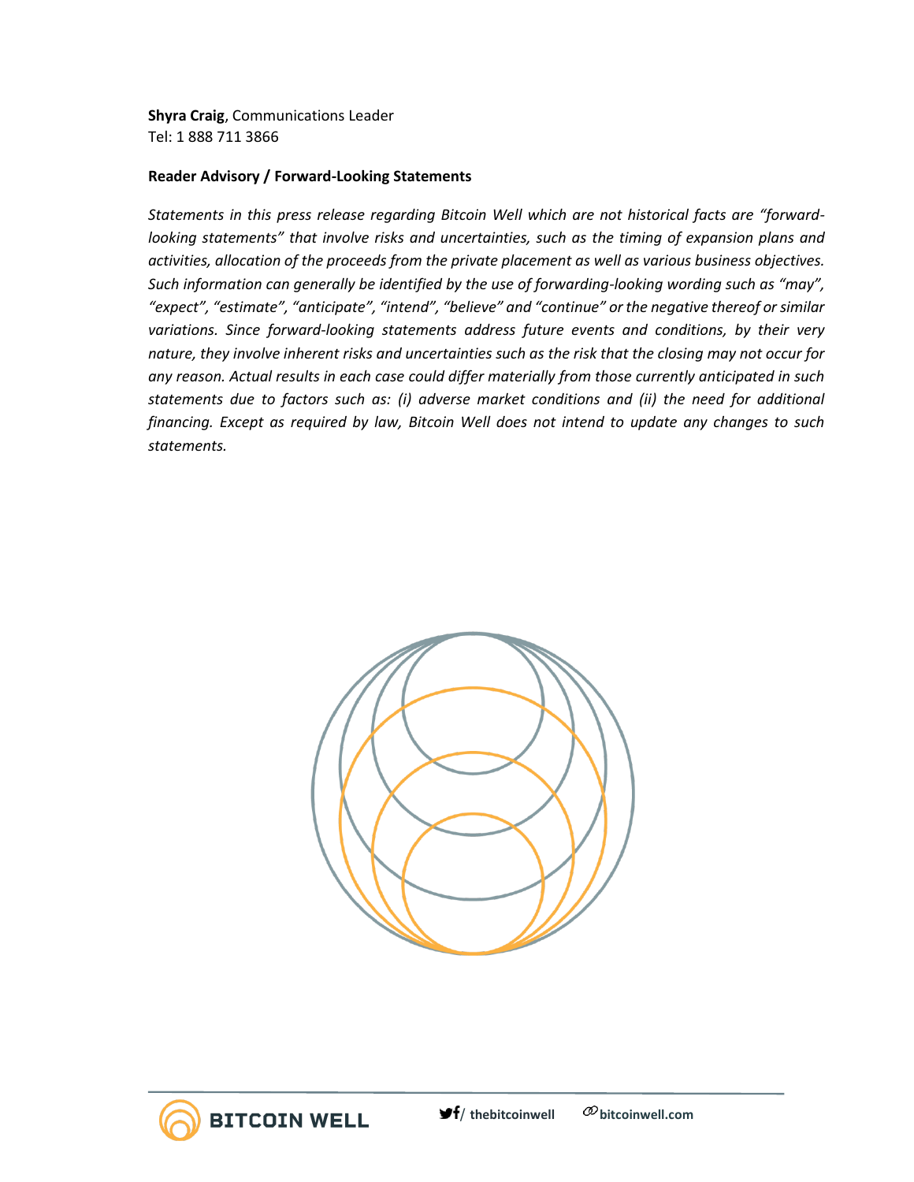**Shyra Craig**, Communications Leader
Tel: 1 888 711 3866

**Reader Advisory / Forward-Looking Statements**

*Statements in this press release regarding Bitcoin Well which are not historical facts are "forward-looking statements" that involve risks and uncertainties, such as the timing of expansion plans and activities, allocation of the proceeds from the private placement as well as various business objectives. Such information can generally be identified by the use of forwarding-looking wording such as "may", "expect", "estimate", "anticipate", "intend", "believe" and "continue" or the negative thereof or similar variations. Since forward-looking statements address future events and conditions, by their very nature, they involve inherent risks and uncertainties such as the risk that the closing may not occur for any reason. Actual results in each case could differ materially from those currently anticipated in such statements due to factors such as: (i) adverse market conditions and (ii) the need for additional financing. Except as required by law, Bitcoin Well does not intend to update any changes to such statements.*